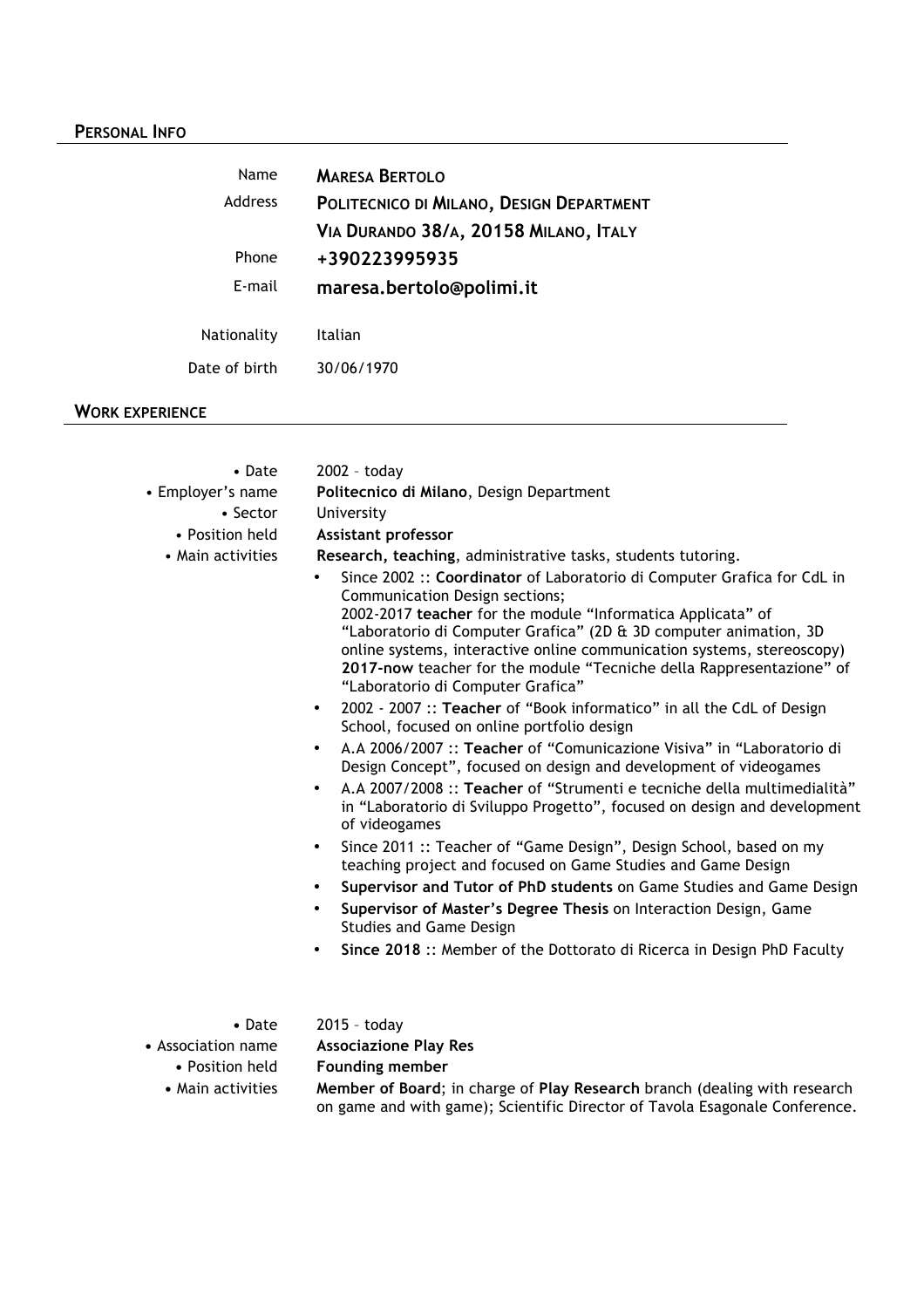## Personal Info

| | |
|---|---|
| Name | **Maresa Bertolo** |
| Address | **Politecnico di Milano, Design Department** |
| | **Via Durando 38/a, 20158 Milano, Italy** |
| Phone | **+390223995935** |
| E-mail | **maresa.bertolo@polimi.it** |
| Nationality | Italian |
| Date of birth | 30/06/1970 |

## Work Experience

- Date: 2002 – today
- Employer's name: **Politecnico di Milano**, Design Department
- Sector: University
- Position held: **Assistant professor**
- Main activities: **Research, teaching**, administrative tasks, students tutoring.
  - Since 2002 :: **Coordinator** of Laboratorio di Computer Grafica for CdL in Communication Design sections;
    2002-2017 **teacher** for the module "Informatica Applicata" of "Laboratorio di Computer Grafica" (2D & 3D computer animation, 3D online systems, interactive online communication systems, stereoscopy)
    **2017-now** teacher for the module "Tecniche della Rappresentazione" of "Laboratorio di Computer Grafica"
  - 2002 - 2007 :: **Teacher** of "Book informatico" in all the CdL of Design School, focused on online portfolio design
  - A.A 2006/2007 :: **Teacher** of "Comunicazione Visiva" in "Laboratorio di Design Concept", focused on design and development of videogames
  - A.A 2007/2008 :: **Teacher** of "Strumenti e tecniche della multimedialità" in "Laboratorio di Sviluppo Progetto", focused on design and development of videogames
  - Since 2011 :: Teacher of "Game Design", Design School, based on my teaching project and focused on Game Studies and Game Design
  - **Supervisor and Tutor of PhD students** on Game Studies and Game Design
  - **Supervisor of Master's Degree Thesis** on Interaction Design, Game Studies and Game Design
  - **Since 2018** :: Member of the Dottorato di Ricerca in Design PhD Faculty

- Date: 2015 – today
- Association name: **Associazione Play Res**
- Position held: **Founding member**
- Main activities: **Member of Board**; in charge of **Play Research** branch (dealing with research on game and with game); Scientific Director of Tavola Esagonale Conference.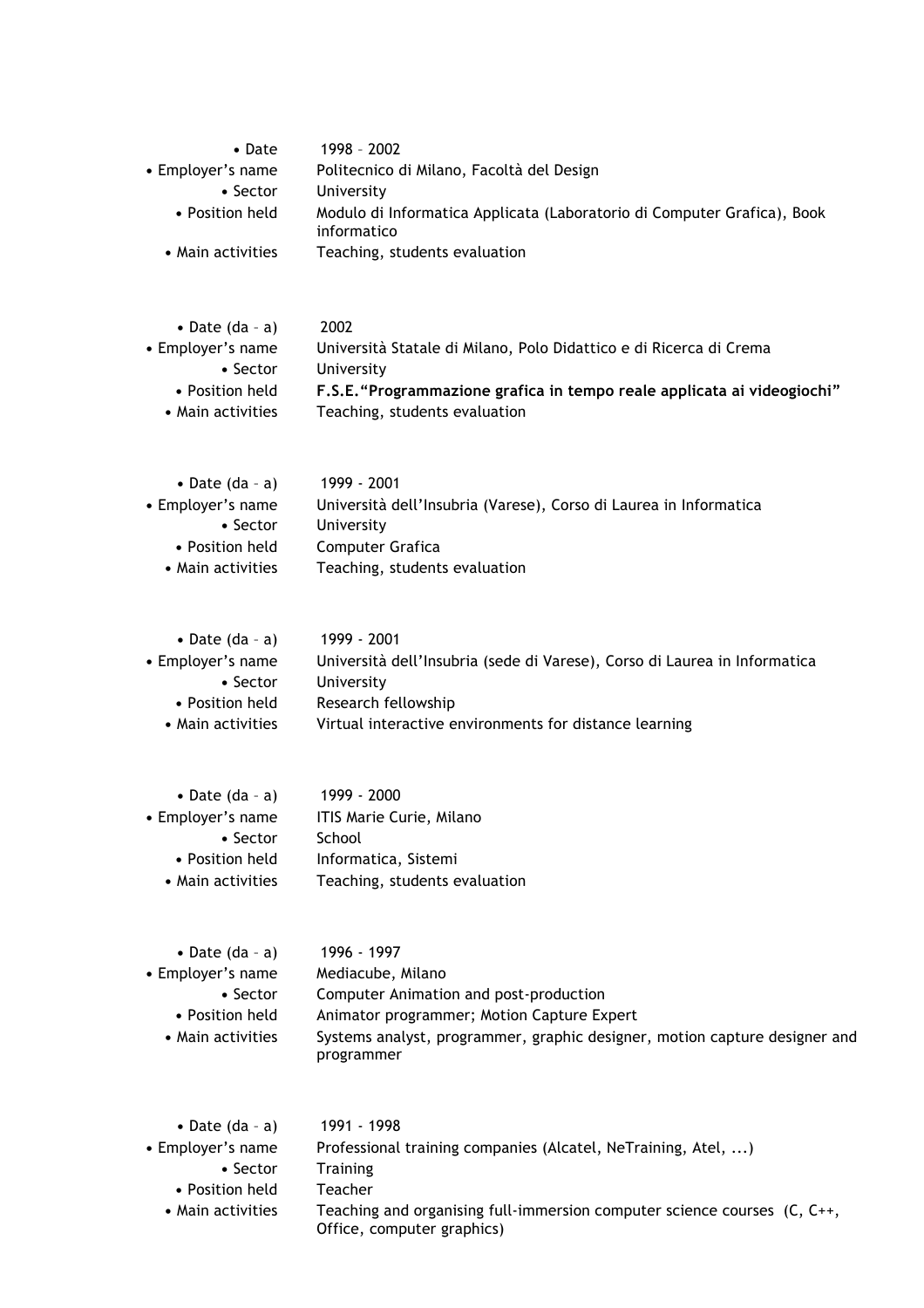| | |
|---|---|
| • Date | 1998 – 2002 |
| • Employer's name | Politecnico di Milano, Facoltà del Design |
| • Sector | University |
| • Position held | Modulo di Informatica Applicata (Laboratorio di Computer Grafica), Book informatico |
| • Main activities | Teaching, students evaluation |

| | |
|---|---|
| • Date (da – a) | 2002 |
| • Employer's name | Università Statale di Milano, Polo Didattico e di Ricerca di Crema |
| • Sector | University |
| • Position held | **F.S.E."Programmazione grafica in tempo reale applicata ai videogiochi"** |
| • Main activities | Teaching, students evaluation |

| | |
|---|---|
| • Date (da – a) | 1999 - 2001 |
| • Employer's name | Università dell'Insubria (Varese), Corso di Laurea in Informatica |
| • Sector | University |
| • Position held | Computer Grafica |
| • Main activities | Teaching, students evaluation |

| | |
|---|---|
| • Date (da – a) | 1999 - 2001 |
| • Employer's name | Università dell'Insubria (sede di Varese), Corso di Laurea in Informatica |
| • Sector | University |
| • Position held | Research fellowship |
| • Main activities | Virtual interactive environments for distance learning |

| | |
|---|---|
| • Date (da – a) | 1999 - 2000 |
| • Employer's name | ITIS Marie Curie, Milano |
| • Sector | School |
| • Position held | Informatica, Sistemi |
| • Main activities | Teaching, students evaluation |

| | |
|---|---|
| • Date (da – a) | 1996 - 1997 |
| • Employer's name | Mediacube, Milano |
| • Sector | Computer Animation and post-production |
| • Position held | Animator programmer; Motion Capture Expert |
| • Main activities | Systems analyst, programmer, graphic designer, motion capture designer and programmer |

| | |
|---|---|
| • Date (da – a) | 1991 - 1998 |
| • Employer's name | Professional training companies (Alcatel, NeTraining, Atel, ...) |
| • Sector | Training |
| • Position held | Teacher |
| • Main activities | Teaching and organising full-immersion computer science courses (C, C++, Office, computer graphics) |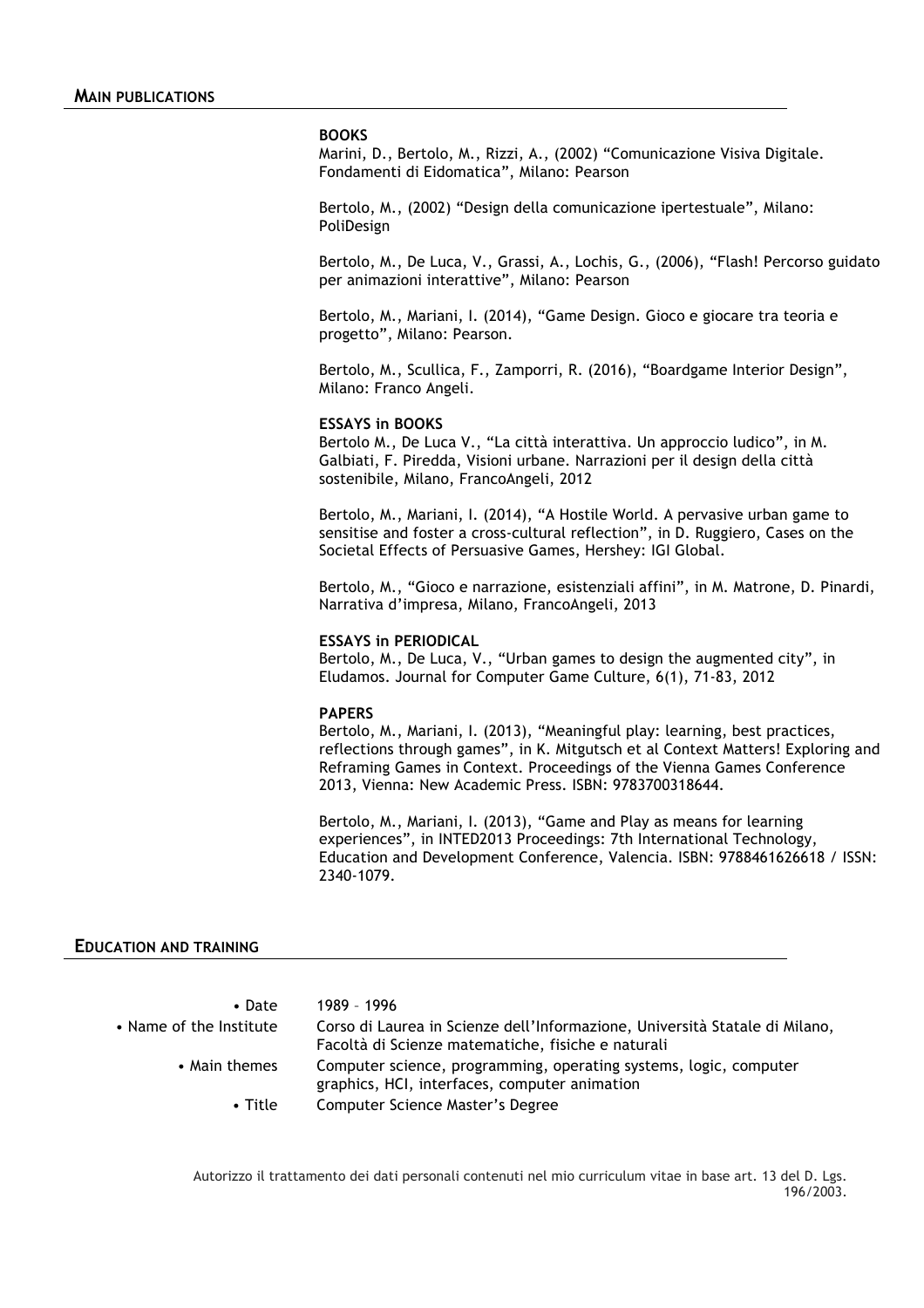## MAIN PUBLICATIONS

**BOOKS**

Marini, D., Bertolo, M., Rizzi, A., (2002) “Comunicazione Visiva Digitale. Fondamenti di Eidomatica”, Milano: Pearson

Bertolo, M., (2002) “Design della comunicazione ipertestuale”, Milano: PoliDesign

Bertolo, M., De Luca, V., Grassi, A., Lochis, G., (2006), “Flash! Percorso guidato per animazioni interattive”, Milano: Pearson

Bertolo, M., Mariani, I. (2014), “Game Design. Gioco e giocare tra teoria e progetto”, Milano: Pearson.

Bertolo, M., Scullica, F., Zamporri, R. (2016), “Boardgame Interior Design”, Milano: Franco Angeli.

**ESSAYS in BOOKS**

Bertolo M., De Luca V., “La città interattiva. Un approccio ludico”, in M. Galbiati, F. Piredda, Visioni urbane. Narrazioni per il design della città sostenibile, Milano, FrancoAngeli, 2012

Bertolo, M., Mariani, I. (2014), “A Hostile World. A pervasive urban game to sensitise and foster a cross-cultural reflection”, in D. Ruggiero, Cases on the Societal Effects of Persuasive Games, Hershey: IGI Global.

Bertolo, M., “Gioco e narrazione, esistenziali affini”, in M. Matrone, D. Pinardi, Narrativa d’impresa, Milano, FrancoAngeli, 2013

**ESSAYS in PERIODICAL**

Bertolo, M., De Luca, V., “Urban games to design the augmented city”, in Eludamos. Journal for Computer Game Culture, 6(1), 71-83, 2012

**PAPERS**

Bertolo, M., Mariani, I. (2013), “Meaningful play: learning, best practices, reflections through games”, in K. Mitgutsch et al Context Matters! Exploring and Reframing Games in Context. Proceedings of the Vienna Games Conference 2013, Vienna: New Academic Press. ISBN: 9783700318644.

Bertolo, M., Mariani, I. (2013), “Game and Play as means for learning experiences”, in INTED2013 Proceedings: 7th International Technology, Education and Development Conference, Valencia. ISBN: 9788461626618 / ISSN: 2340-1079.

## EDUCATION AND TRAINING

| | |
|---|---|
| • Date | 1989 – 1996 |
| • Name of the Institute | Corso di Laurea in Scienze dell’Informazione, Università Statale di Milano, Facoltà di Scienze matematiche, fisiche e naturali |
| • Main themes | Computer science, programming, operating systems, logic, computer graphics, HCI, interfaces, computer animation |
| • Title | Computer Science Master’s Degree |

Autorizzo il trattamento dei dati personali contenuti nel mio curriculum vitae in base art. 13 del D. Lgs. 196/2003.